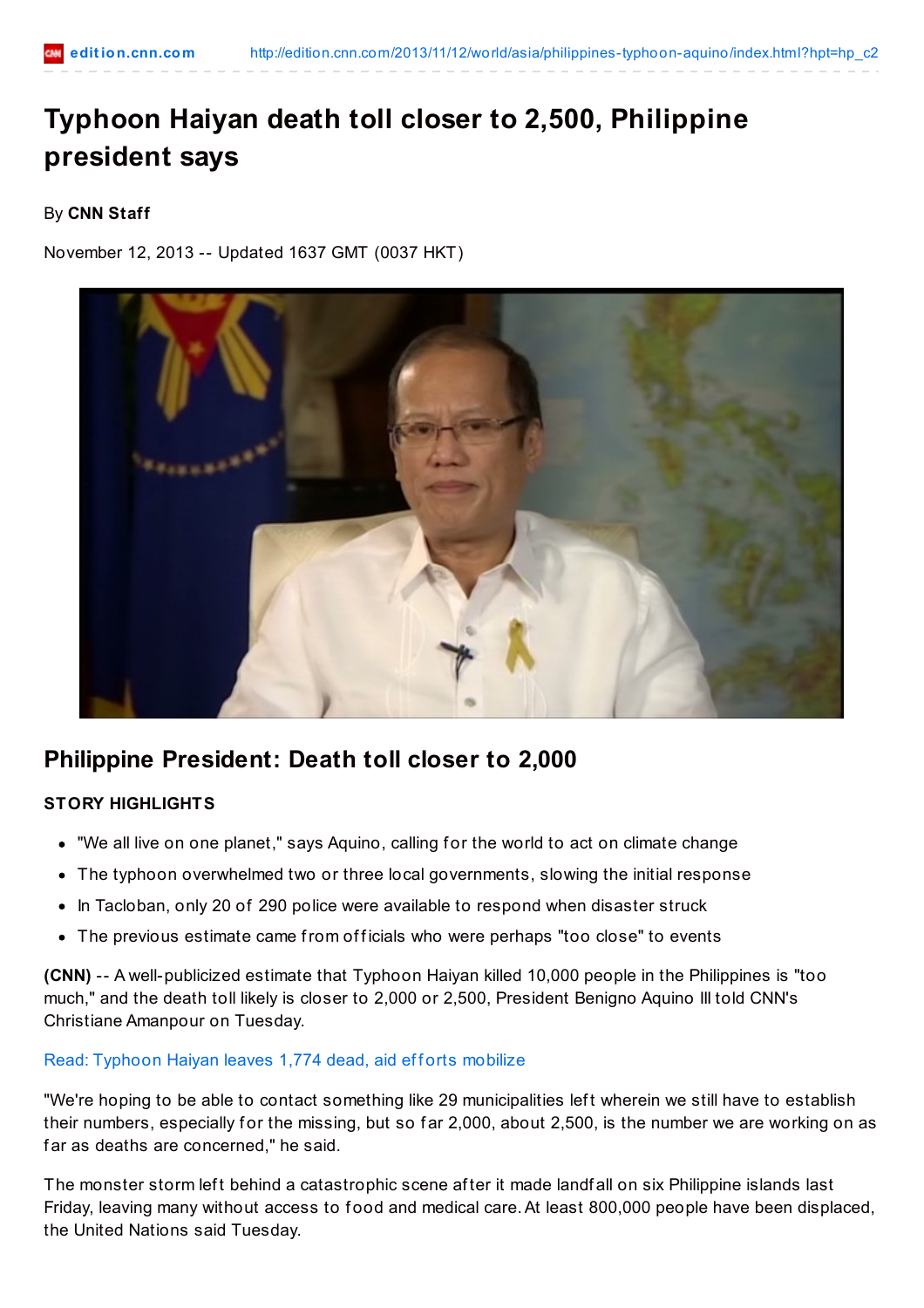# Typhoon Haiyan death toll closer to 2,500, Philippine president says

By **CNN Staff**

November 12, 2013 -- Updated 1637 GMT (0037 HKT)

## Philippine President: Death toll closer to 2,000

**STORY HIGHLIGHTS**

- "We all live on one planet," says Aquino, calling for the world to act on climate change
- The typhoon overwhelmed two or three local governments, slowing the initial response
- In Tacloban, only 20 of 290 police were available to respond when disaster struck
- The previous estimate came from officials who were perhaps "too close" to events

**(CNN)** -- A well-publicized estimate that Typhoon Haiyan killed 10,000 people in the Philippines is "too much," and the death toll likely is closer to 2,000 or 2,500, President Benigno Aquino III told CNN's Christiane Amanpour on Tuesday.

Read: Typhoon Haiyan leaves 1,774 dead, aid efforts mobilize

"We're hoping to be able to contact something like 29 municipalities left wherein we still have to establish their numbers, especially for the missing, but so far 2,000, about 2,500, is the number we are working on as far as deaths are concerned," he said.

The monster storm left behind a catastrophic scene after it made landfall on six Philippine islands last Friday, leaving many without access to food and medical care. At least 800,000 people have been displaced, the United Nations said Tuesday.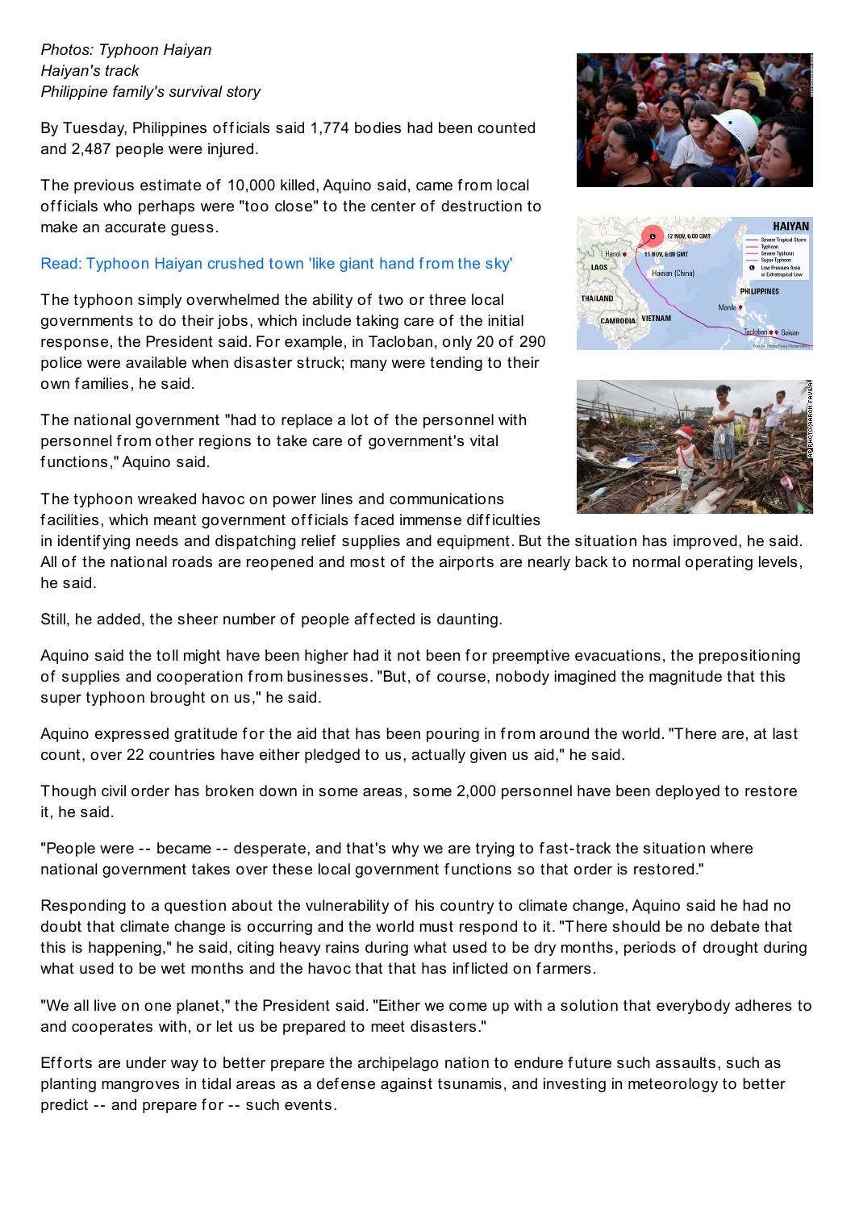*Photos: Typhoon Haiyan*
*Haiyan's track*
*Philippine family's survival story*

By Tuesday, Philippines officials said 1,774 bodies had been counted and 2,487 people were injured.

The previous estimate of 10,000 killed, Aquino said, came from local officials who perhaps were "too close" to the center of destruction to make an accurate guess.

Read: Typhoon Haiyan crushed town 'like giant hand from the sky'

The typhoon simply overwhelmed the ability of two or three local governments to do their jobs, which include taking care of the initial response, the President said. For example, in Tacloban, only 20 of 290 police were available when disaster struck; many were tending to their own families, he said.

The national government "had to replace a lot of the personnel with personnel from other regions to take care of government's vital functions," Aquino said.

The typhoon wreaked havoc on power lines and communications facilities, which meant government officials faced immense difficulties in identifying needs and dispatching relief supplies and equipment. But the situation has improved, he said. All of the national roads are reopened and most of the airports are nearly back to normal operating levels, he said.

Still, he added, the sheer number of people affected is daunting.

Aquino said the toll might have been higher had it not been for preemptive evacuations, the prepositioning of supplies and cooperation from businesses. "But, of course, nobody imagined the magnitude that this super typhoon brought on us," he said.

Aquino expressed gratitude for the aid that has been pouring in from around the world. "There are, at last count, over 22 countries have either pledged to us, actually given us aid," he said.

Though civil order has broken down in some areas, some 2,000 personnel have been deployed to restore it, he said.

"People were -- became -- desperate, and that's why we are trying to fast-track the situation where national government takes over these local government functions so that order is restored."

Responding to a question about the vulnerability of his country to climate change, Aquino said he had no doubt that climate change is occurring and the world must respond to it. "There should be no debate that this is happening," he said, citing heavy rains during what used to be dry months, periods of drought during what used to be wet months and the havoc that that has inflicted on farmers.

"We all live on one planet," the President said. "Either we come up with a solution that everybody adheres to and cooperates with, or let us be prepared to meet disasters."

Efforts are under way to better prepare the archipelago nation to endure future such assaults, such as planting mangroves in tidal areas as a defense against tsunamis, and investing in meteorology to better predict -- and prepare for -- such events.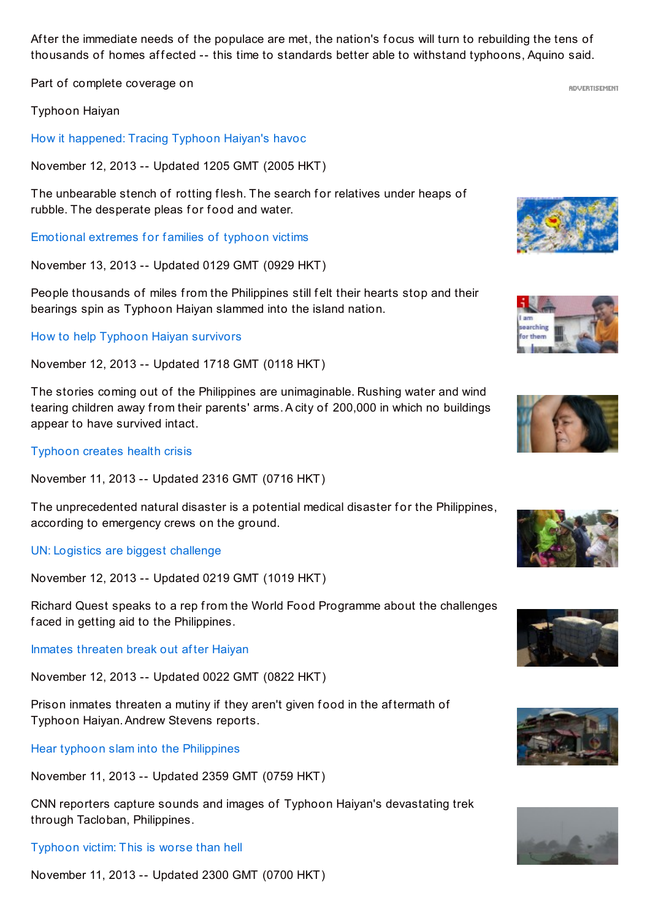After the immediate needs of the populace are met, the nation's focus will turn to rebuilding the tens of thousands of homes affected -- this time to standards better able to withstand typhoons, Aquino said.

Part of complete coverage on

Typhoon Haiyan

How it happened: Tracing Typhoon Haiyan's havoc

November 12, 2013 -- Updated 1205 GMT (2005 HKT)

The unbearable stench of rotting flesh. The search for relatives under heaps of rubble. The desperate pleas for food and water.

Emotional extremes for families of typhoon victims

November 13, 2013 -- Updated 0129 GMT (0929 HKT)

People thousands of miles from the Philippines still felt their hearts stop and their bearings spin as Typhoon Haiyan slammed into the island nation.

How to help Typhoon Haiyan survivors

November 12, 2013 -- Updated 1718 GMT (0118 HKT)

The stories coming out of the Philippines are unimaginable. Rushing water and wind tearing children away from their parents' arms. A city of 200,000 in which no buildings appear to have survived intact.

Typhoon creates health crisis

November 11, 2013 -- Updated 2316 GMT (0716 HKT)

The unprecedented natural disaster is a potential medical disaster for the Philippines, according to emergency crews on the ground.

UN: Logistics are biggest challenge

November 12, 2013 -- Updated 0219 GMT (1019 HKT)

Richard Quest speaks to a rep from the World Food Programme about the challenges faced in getting aid to the Philippines.

Inmates threaten break out after Haiyan

November 12, 2013 -- Updated 0022 GMT (0822 HKT)

Prison inmates threaten a mutiny if they aren't given food in the aftermath of Typhoon Haiyan. Andrew Stevens reports.

Hear typhoon slam into the Philippines

November 11, 2013 -- Updated 2359 GMT (0759 HKT)

CNN reporters capture sounds and images of Typhoon Haiyan's devastating trek through Tacloban, Philippines.

Typhoon victim: This is worse than hell

November 11, 2013 -- Updated 2300 GMT (0700 HKT)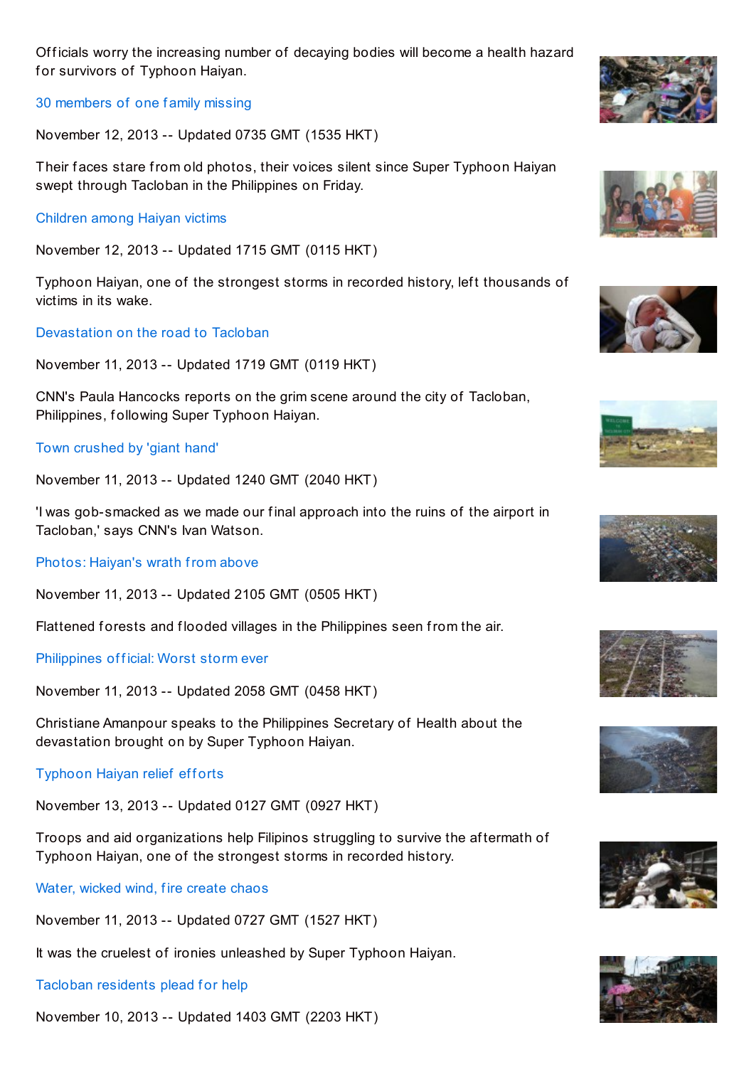Officials worry the increasing number of decaying bodies will become a health hazard for survivors of Typhoon Haiyan.

30 members of one family missing

November 12, 2013 -- Updated 0735 GMT (1535 HKT)

Their faces stare from old photos, their voices silent since Super Typhoon Haiyan swept through Tacloban in the Philippines on Friday.

Children among Haiyan victims

November 12, 2013 -- Updated 1715 GMT (0115 HKT)

Typhoon Haiyan, one of the strongest storms in recorded history, left thousands of victims in its wake.

Devastation on the road to Tacloban

November 11, 2013 -- Updated 1719 GMT (0119 HKT)

CNN's Paula Hancocks reports on the grim scene around the city of Tacloban, Philippines, following Super Typhoon Haiyan.

Town crushed by 'giant hand'

November 11, 2013 -- Updated 1240 GMT (2040 HKT)

'I was gob-smacked as we made our final approach into the ruins of the airport in Tacloban,' says CNN's Ivan Watson.

Photos: Haiyan's wrath from above

November 11, 2013 -- Updated 2105 GMT (0505 HKT)

Flattened forests and flooded villages in the Philippines seen from the air.

Philippines official: Worst storm ever

November 11, 2013 -- Updated 2058 GMT (0458 HKT)

Christiane Amanpour speaks to the Philippines Secretary of Health about the devastation brought on by Super Typhoon Haiyan.

Typhoon Haiyan relief efforts

November 13, 2013 -- Updated 0127 GMT (0927 HKT)

Troops and aid organizations help Filipinos struggling to survive the aftermath of Typhoon Haiyan, one of the strongest storms in recorded history.

Water, wicked wind, fire create chaos

November 11, 2013 -- Updated 0727 GMT (1527 HKT)

It was the cruelest of ironies unleashed by Super Typhoon Haiyan.

Tacloban residents plead for help

November 10, 2013 -- Updated 1403 GMT (2203 HKT)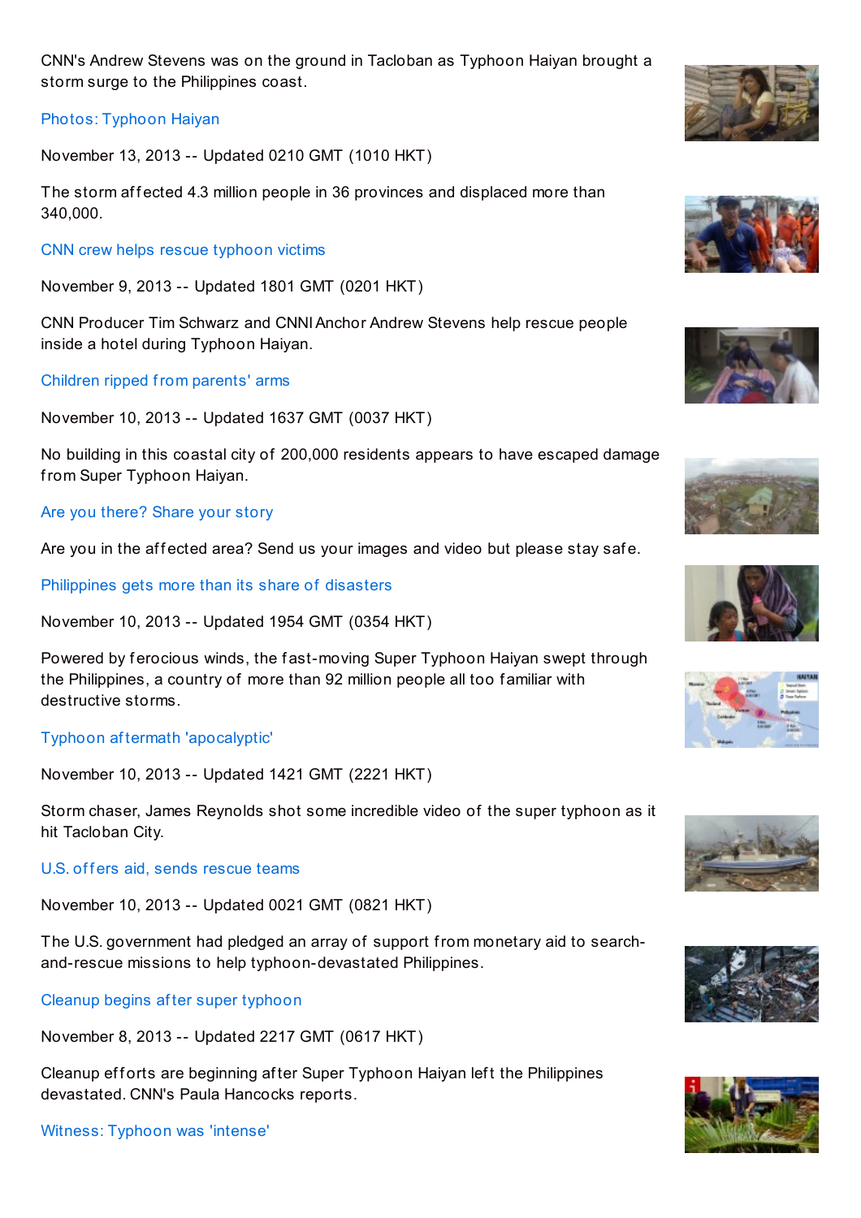CNN's Andrew Stevens was on the ground in Tacloban as Typhoon Haiyan brought a storm surge to the Philippines coast.

Photos: Typhoon Haiyan

November 13, 2013 -- Updated 0210 GMT (1010 HKT)

The storm affected 4.3 million people in 36 provinces and displaced more than 340,000.

CNN crew helps rescue typhoon victims

November 9, 2013 -- Updated 1801 GMT (0201 HKT)

CNN Producer Tim Schwarz and CNNI Anchor Andrew Stevens help rescue people inside a hotel during Typhoon Haiyan.

Children ripped from parents' arms

November 10, 2013 -- Updated 1637 GMT (0037 HKT)

No building in this coastal city of 200,000 residents appears to have escaped damage from Super Typhoon Haiyan.

Are you there? Share your story

Are you in the affected area? Send us your images and video but please stay safe.

Philippines gets more than its share of disasters

November 10, 2013 -- Updated 1954 GMT (0354 HKT)

Powered by ferocious winds, the fast-moving Super Typhoon Haiyan swept through the Philippines, a country of more than 92 million people all too familiar with destructive storms.

Typhoon aftermath 'apocalyptic'

November 10, 2013 -- Updated 1421 GMT (2221 HKT)

Storm chaser, James Reynolds shot some incredible video of the super typhoon as it hit Tacloban City.

U.S. offers aid, sends rescue teams

November 10, 2013 -- Updated 0021 GMT (0821 HKT)

The U.S. government had pledged an array of support from monetary aid to search-and-rescue missions to help typhoon-devastated Philippines.

Cleanup begins after super typhoon

November 8, 2013 -- Updated 2217 GMT (0617 HKT)

Cleanup efforts are beginning after Super Typhoon Haiyan left the Philippines devastated. CNN's Paula Hancocks reports.

Witness: Typhoon was 'intense'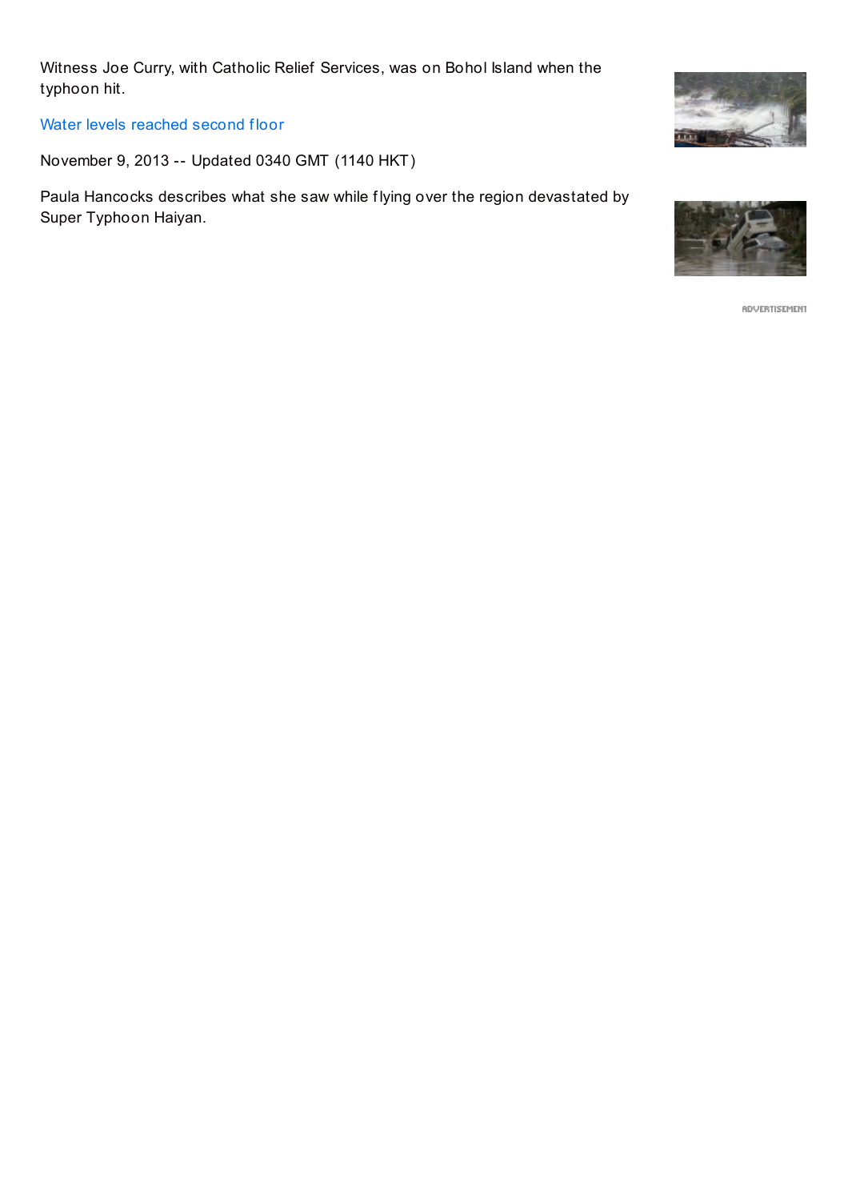Witness Joe Curry, with Catholic Relief Services, was on Bohol Island when the typhoon hit.

Water levels reached second floor

November 9, 2013 -- Updated 0340 GMT (1140 HKT)

Paula Hancocks describes what she saw while flying over the region devastated by Super Typhoon Haiyan.

ADVERTISEMENT